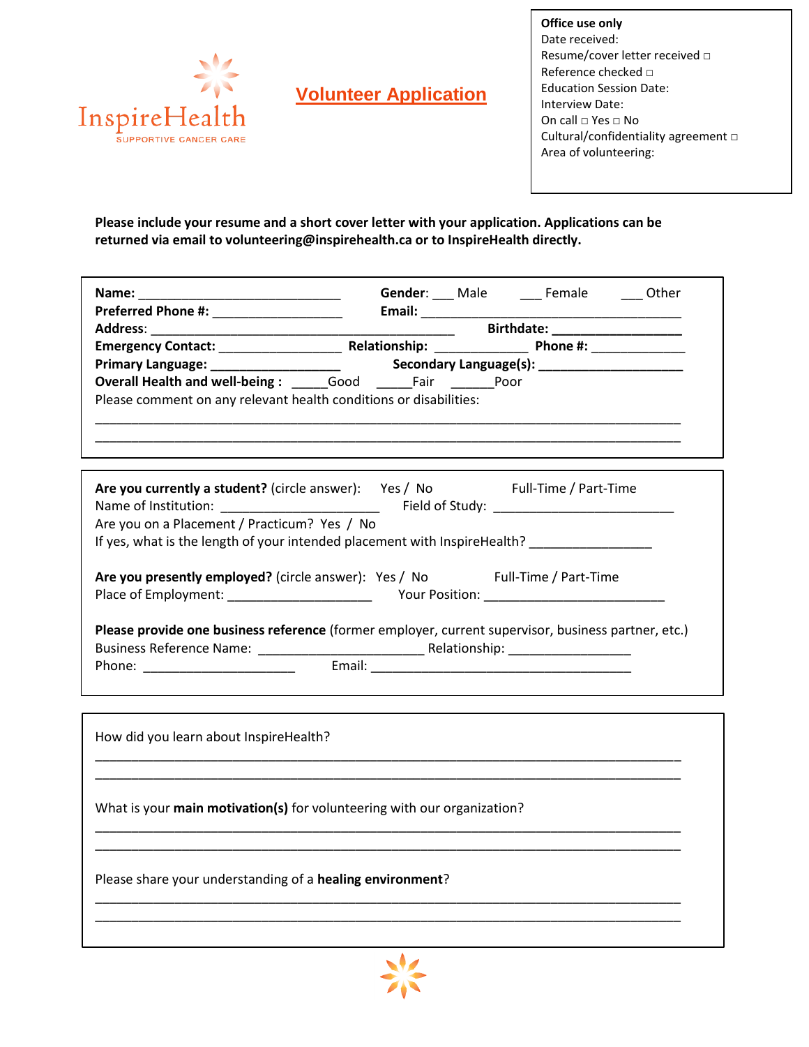InspireHealth
SUPPORTIVE CANCER CARE

# Volunteer Application

**Office use only**
Date received:
Resume/cover letter received □
Reference checked □
Education Session Date:
Interview Date:
On call □ Yes □ No
Cultural/confidentiality agreement □
Area of volunteering:

**Please include your resume and a short cover letter with your application. Applications can be returned via email to volunteering@inspirehealth.ca or to InspireHealth directly.**

**Name:** ____________________________ **Gender**: ___ Male ___ Female ___ Other
**Preferred Phone #:** _________________ **Email:** ____________________________________
**Address**: __________________________________________ **Birthdate:** _________________
**Emergency Contact:** ________________ **Relationship:** ____________ **Phone #:** ____________
**Primary Language:** _________________ **Secondary Language(s):** ___________________
**Overall Health and well-being :** _____Good _____Fair ______Poor
Please comment on any relevant health conditions or disabilities:
_______________________________________________________________________________
_______________________________________________________________________________

**Are you currently a student?** (circle answer): Yes / No Full-Time / Part-Time
Name of Institution: ______________________ Field of Study: _________________________
Are you on a Placement / Practicum? Yes / No
If yes, what is the length of your intended placement with InspireHealth? ________________

**Are you presently employed?** (circle answer): Yes / No Full-Time / Part-Time
Place of Employment: ____________________ Your Position: _________________________

**Please provide one business reference** (former employer, current supervisor, business partner, etc.)
Business Reference Name: ______________________ Relationship: ________________
Phone: _____________________ Email: ___________________________________

How did you learn about InspireHealth?
_______________________________________________________________________________
_______________________________________________________________________________

What is your **main motivation(s)** for volunteering with our organization?
_______________________________________________________________________________
_______________________________________________________________________________

Please share your understanding of a **healing environment**?
_______________________________________________________________________________
_______________________________________________________________________________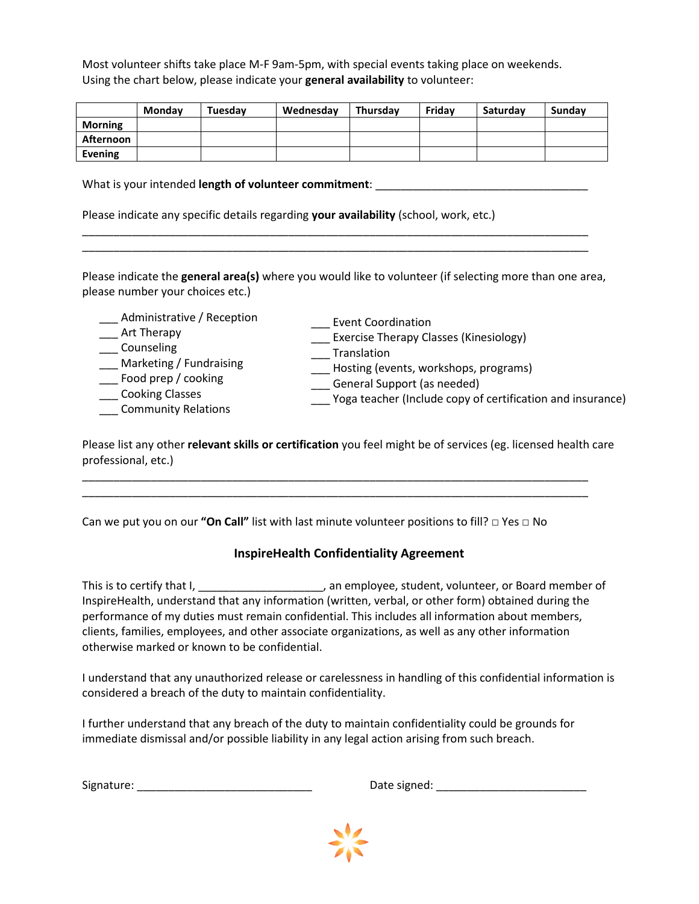Most volunteer shifts take place M-F 9am-5pm, with special events taking place on weekends.
Using the chart below, please indicate your **general availability** to volunteer:

| | **Monday** | **Tuesday** | **Wednesday** | **Thursday** | **Friday** | **Saturday** | **Sunday** |
|---|---|---|---|---|---|---|---|
| **Morning** | | | | | | | |
| **Afternoon** | | | | | | | |
| **Evening** | | | | | | | |

What is your intended **length of volunteer commitment**: ___________________________________

Please indicate any specific details regarding **your availability** (school, work, etc.)

_________________________________________________________________________________
_________________________________________________________________________________

Please indicate the **general area(s)** where you would like to volunteer (if selecting more than one area, please number your choices etc.)

- ___ Administrative / Reception
- ___ Art Therapy
- ___ Counseling
- ___ Marketing / Fundraising
- ___ Food prep / cooking
- ___ Cooking Classes
- ___ Community Relations
- ___ Event Coordination
- ___ Exercise Therapy Classes (Kinesiology)
- ___ Translation
- ___ Hosting (events, workshops, programs)
- ___ General Support (as needed)
- ___ Yoga teacher (Include copy of certification and insurance)

Please list any other **relevant skills or certification** you feel might be of services (eg. licensed health care professional, etc.)

_________________________________________________________________________________
_________________________________________________________________________________

Can we put you on our **"On Call"** list with last minute volunteer positions to fill? □ Yes □ No

## InspireHealth Confidentiality Agreement

This is to certify that I, ____________________, an employee, student, volunteer, or Board member of InspireHealth, understand that any information (written, verbal, or other form) obtained during the performance of my duties must remain confidential. This includes all information about members, clients, families, employees, and other associate organizations, as well as any other information otherwise marked or known to be confidential.

I understand that any unauthorized release or carelessness in handling of this confidential information is considered a breach of the duty to maintain confidentiality.

I further understand that any breach of the duty to maintain confidentiality could be grounds for immediate dismissal and/or possible liability in any legal action arising from such breach.

Signature: ____________________________ Date signed: ________________________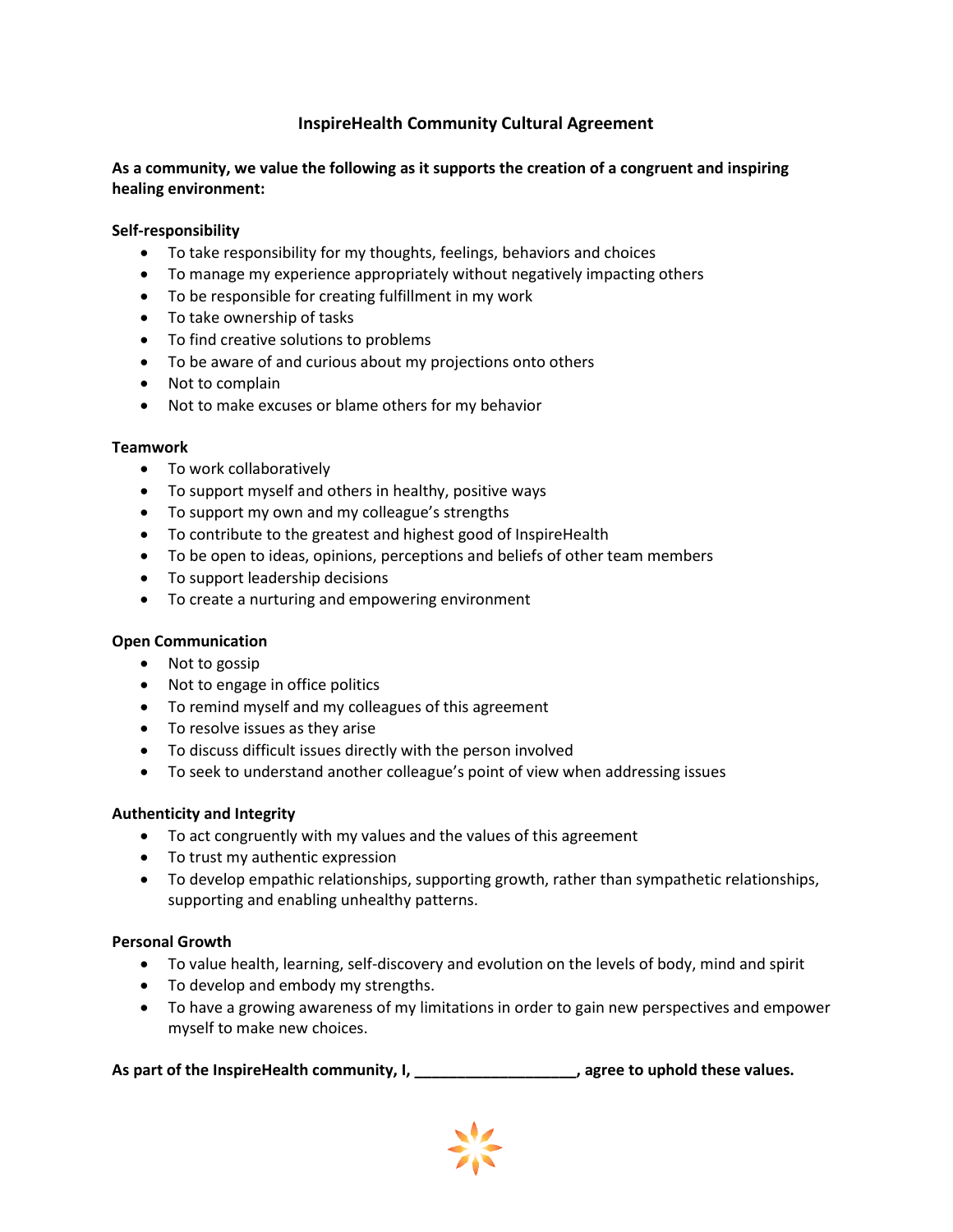# InspireHealth Community Cultural Agreement

**As a community, we value the following as it supports the creation of a congruent and inspiring healing environment:**

**Self-responsibility**

- To take responsibility for my thoughts, feelings, behaviors and choices
- To manage my experience appropriately without negatively impacting others
- To be responsible for creating fulfillment in my work
- To take ownership of tasks
- To find creative solutions to problems
- To be aware of and curious about my projections onto others
- Not to complain
- Not to make excuses or blame others for my behavior

**Teamwork**

- To work collaboratively
- To support myself and others in healthy, positive ways
- To support my own and my colleague's strengths
- To contribute to the greatest and highest good of InspireHealth
- To be open to ideas, opinions, perceptions and beliefs of other team members
- To support leadership decisions
- To create a nurturing and empowering environment

**Open Communication**

- Not to gossip
- Not to engage in office politics
- To remind myself and my colleagues of this agreement
- To resolve issues as they arise
- To discuss difficult issues directly with the person involved
- To seek to understand another colleague's point of view when addressing issues

**Authenticity and Integrity**

- To act congruently with my values and the values of this agreement
- To trust my authentic expression
- To develop empathic relationships, supporting growth, rather than sympathetic relationships, supporting and enabling unhealthy patterns.

**Personal Growth**

- To value health, learning, self-discovery and evolution on the levels of body, mind and spirit
- To develop and embody my strengths.
- To have a growing awareness of my limitations in order to gain new perspectives and empower myself to make new choices.

**As part of the InspireHealth community, I, ___________________, agree to uphold these values.**